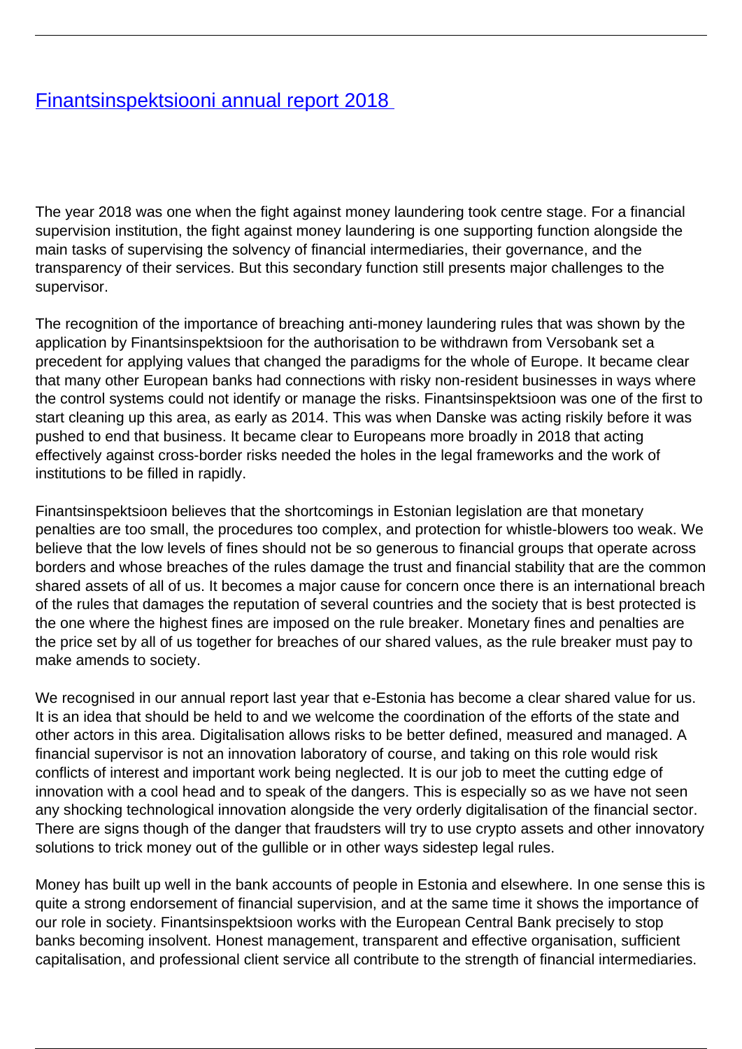# [Finantsinspektsiooni annual report 2018](#)

The year 2018 was one when the fight against money laundering took centre stage. For a financial supervision institution, the fight against money laundering is one supporting function alongside the main tasks of supervising the solvency of financial intermediaries, their governance, and the transparency of their services. But this secondary function still presents major challenges to the supervisor.

The recognition of the importance of breaching anti-money laundering rules that was shown by the application by Finantsinspektsioon for the authorisation to be withdrawn from Versobank set a precedent for applying values that changed the paradigms for the whole of Europe. It became clear that many other European banks had connections with risky non-resident businesses in ways where the control systems could not identify or manage the risks. Finantsinspektsioon was one of the first to start cleaning up this area, as early as 2014. This was when Danske was acting riskily before it was pushed to end that business. It became clear to Europeans more broadly in 2018 that acting effectively against cross-border risks needed the holes in the legal frameworks and the work of institutions to be filled in rapidly.

Finantsinspektsioon believes that the shortcomings in Estonian legislation are that monetary penalties are too small, the procedures too complex, and protection for whistle-blowers too weak. We believe that the low levels of fines should not be so generous to financial groups that operate across borders and whose breaches of the rules damage the trust and financial stability that are the common shared assets of all of us. It becomes a major cause for concern once there is an international breach of the rules that damages the reputation of several countries and the society that is best protected is the one where the highest fines are imposed on the rule breaker. Monetary fines and penalties are the price set by all of us together for breaches of our shared values, as the rule breaker must pay to make amends to society.

We recognised in our annual report last year that e-Estonia has become a clear shared value for us. It is an idea that should be held to and we welcome the coordination of the efforts of the state and other actors in this area. Digitalisation allows risks to be better defined, measured and managed. A financial supervisor is not an innovation laboratory of course, and taking on this role would risk conflicts of interest and important work being neglected. It is our job to meet the cutting edge of innovation with a cool head and to speak of the dangers. This is especially so as we have not seen any shocking technological innovation alongside the very orderly digitalisation of the financial sector. There are signs though of the danger that fraudsters will try to use crypto assets and other innovatory solutions to trick money out of the gullible or in other ways sidestep legal rules.

Money has built up well in the bank accounts of people in Estonia and elsewhere. In one sense this is quite a strong endorsement of financial supervision, and at the same time it shows the importance of our role in society. Finantsinspektsioon works with the European Central Bank precisely to stop banks becoming insolvent. Honest management, transparent and effective organisation, sufficient capitalisation, and professional client service all contribute to the strength of financial intermediaries.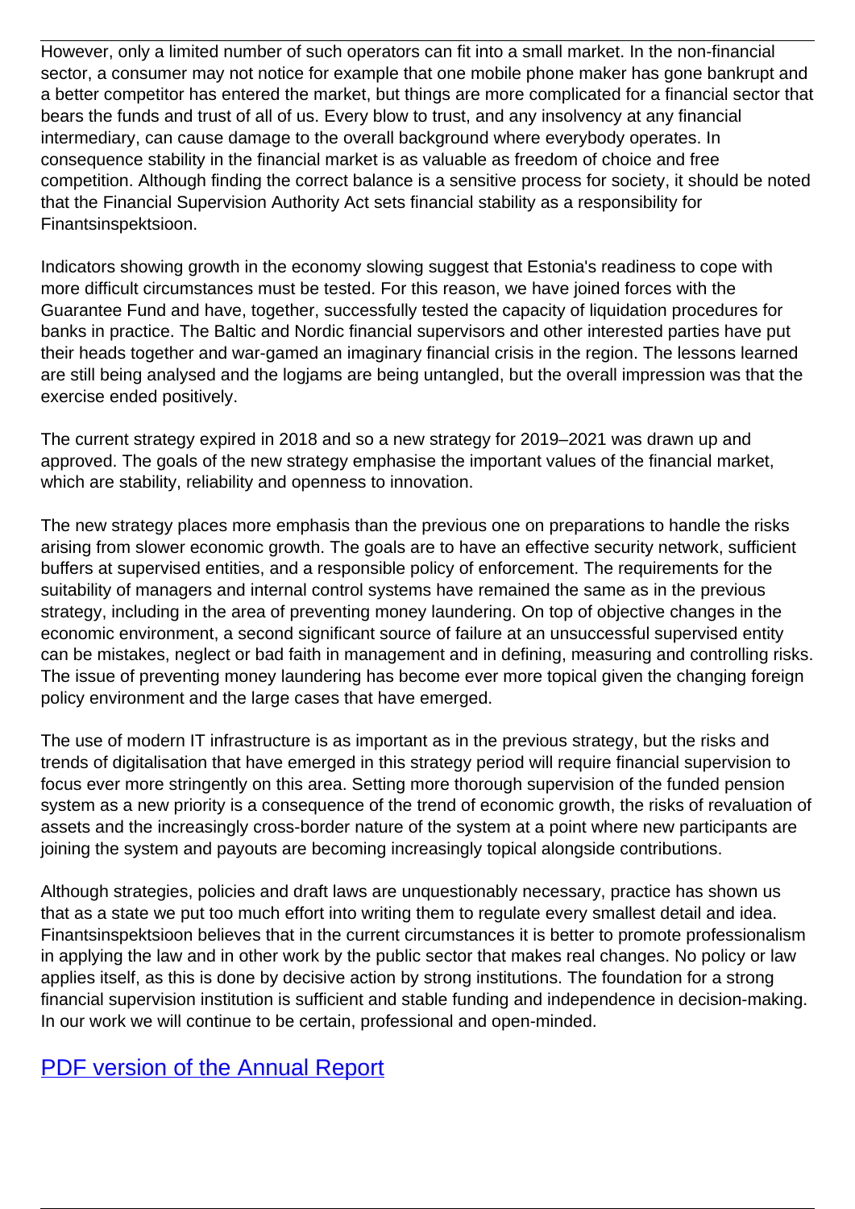However, only a limited number of such operators can fit into a small market. In the non-financial sector, a consumer may not notice for example that one mobile phone maker has gone bankrupt and a better competitor has entered the market, but things are more complicated for a financial sector that bears the funds and trust of all of us. Every blow to trust, and any insolvency at any financial intermediary, can cause damage to the overall background where everybody operates. In consequence stability in the financial market is as valuable as freedom of choice and free competition. Although finding the correct balance is a sensitive process for society, it should be noted that the Financial Supervision Authority Act sets financial stability as a responsibility for Finantsinspektsioon.

Indicators showing growth in the economy slowing suggest that Estonia's readiness to cope with more difficult circumstances must be tested. For this reason, we have joined forces with the Guarantee Fund and have, together, successfully tested the capacity of liquidation procedures for banks in practice. The Baltic and Nordic financial supervisors and other interested parties have put their heads together and war-gamed an imaginary financial crisis in the region. The lessons learned are still being analysed and the logjams are being untangled, but the overall impression was that the exercise ended positively.

The current strategy expired in 2018 and so a new strategy for 2019–2021 was drawn up and approved. The goals of the new strategy emphasise the important values of the financial market, which are stability, reliability and openness to innovation.

The new strategy places more emphasis than the previous one on preparations to handle the risks arising from slower economic growth. The goals are to have an effective security network, sufficient buffers at supervised entities, and a responsible policy of enforcement. The requirements for the suitability of managers and internal control systems have remained the same as in the previous strategy, including in the area of preventing money laundering. On top of objective changes in the economic environment, a second significant source of failure at an unsuccessful supervised entity can be mistakes, neglect or bad faith in management and in defining, measuring and controlling risks. The issue of preventing money laundering has become ever more topical given the changing foreign policy environment and the large cases that have emerged.

The use of modern IT infrastructure is as important as in the previous strategy, but the risks and trends of digitalisation that have emerged in this strategy period will require financial supervision to focus ever more stringently on this area. Setting more thorough supervision of the funded pension system as a new priority is a consequence of the trend of economic growth, the risks of revaluation of assets and the increasingly cross-border nature of the system at a point where new participants are joining the system and payouts are becoming increasingly topical alongside contributions.

Although strategies, policies and draft laws are unquestionably necessary, practice has shown us that as a state we put too much effort into writing them to regulate every smallest detail and idea. Finantsinspektsioon believes that in the current circumstances it is better to promote professionalism in applying the law and in other work by the public sector that makes real changes. No policy or law applies itself, as this is done by decisive action by strong institutions. The foundation for a strong financial supervision institution is sufficient and stable funding and independence in decision-making. In our work we will continue to be certain, professional and open-minded.

## PDF version of the Annual Report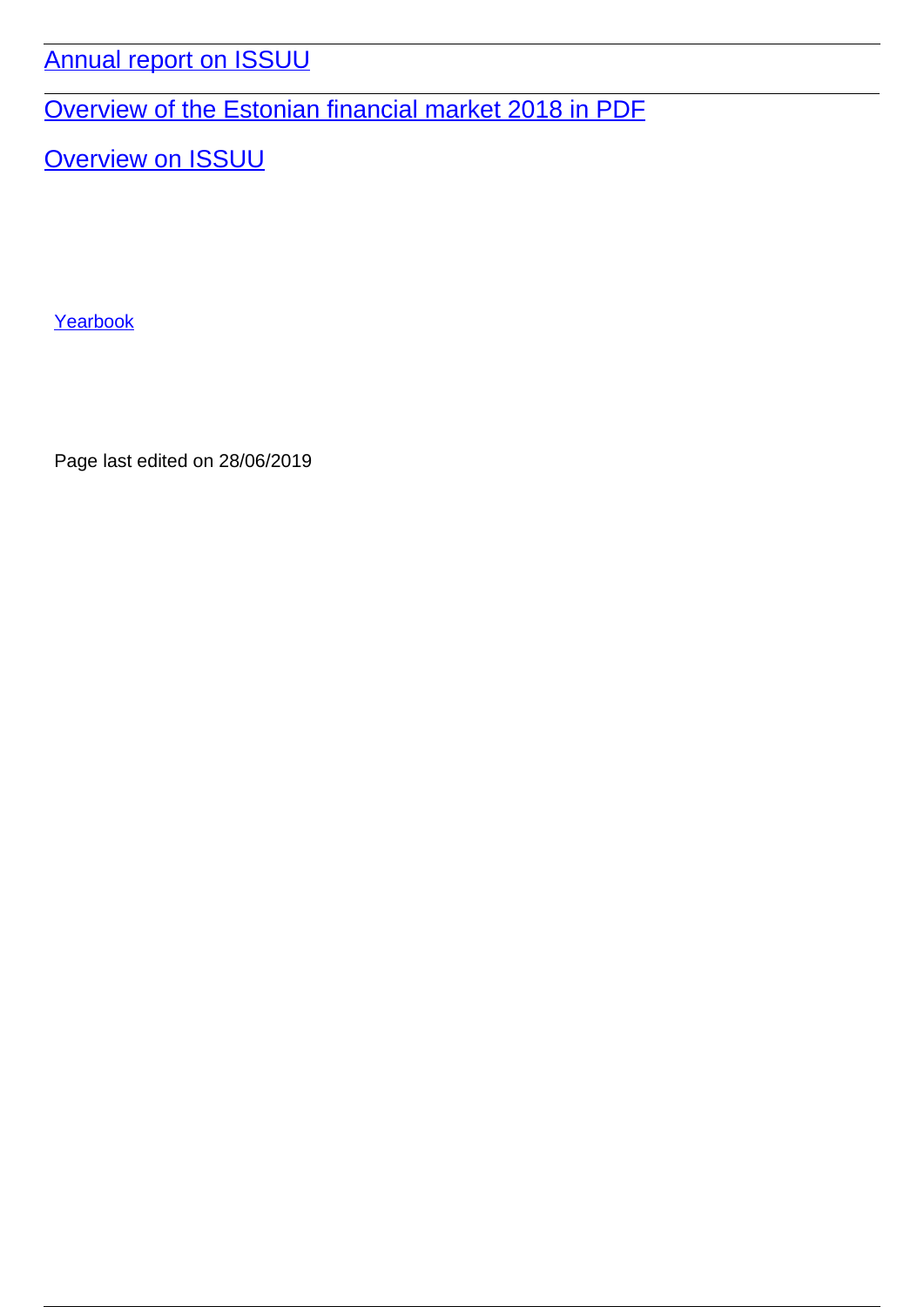Annual report on ISSUU

Overview of the Estonian financial market 2018 in PDF

Overview on ISSUU

Yearbook

Page last edited on 28/06/2019